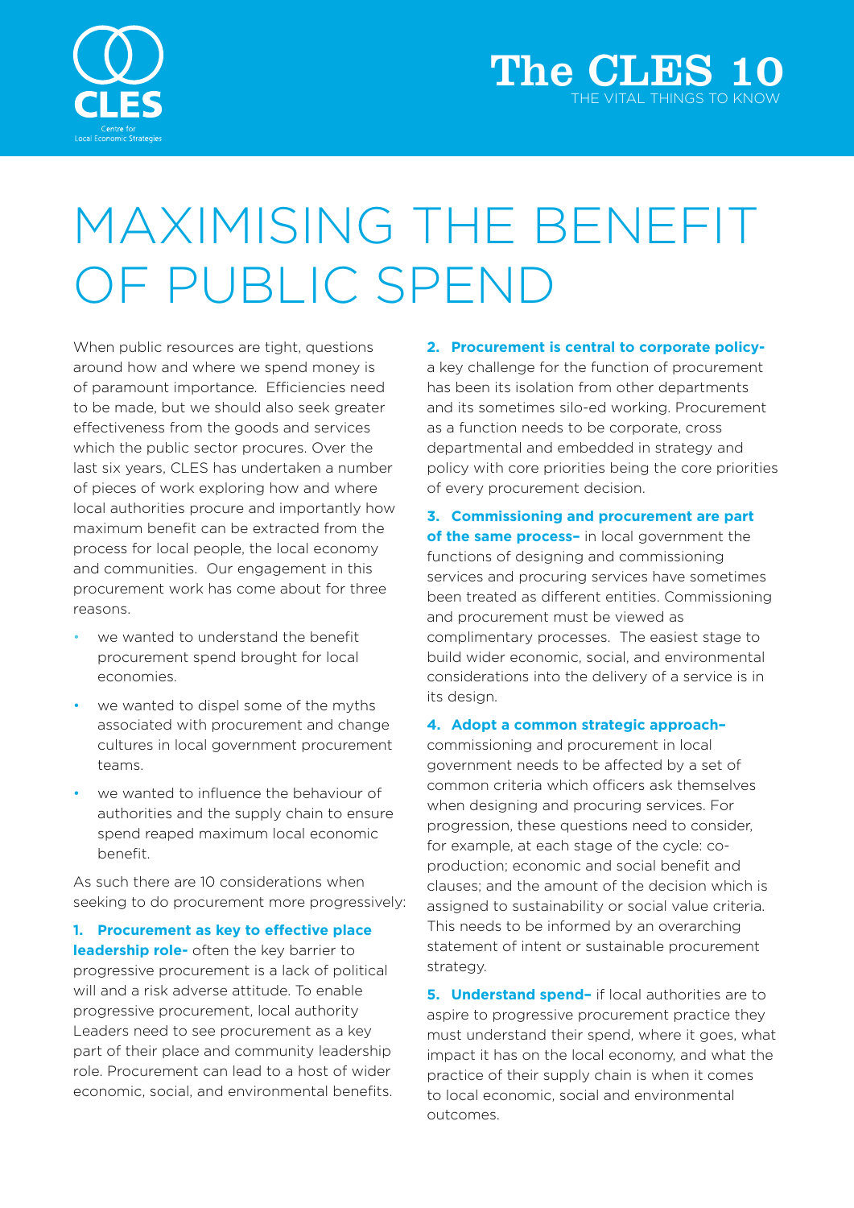CLES

Centre for Local Economic Strategies

# The CLES 10

THE VITAL THINGS TO KNOW

# MAXIMISING THE BENEFIT OF PUBLIC SPEND

When public resources are tight, questions around how and where we spend money is of paramount importance. Efficiencies need to be made, but we should also seek greater effectiveness from the goods and services which the public sector procures. Over the last six years, CLES has undertaken a number of pieces of work exploring how and where local authorities procure and importantly how maximum benefit can be extracted from the process for local people, the local economy and communities. Our engagement in this procurement work has come about for three reasons.

- we wanted to understand the benefit procurement spend brought for local economies.
- we wanted to dispel some of the myths associated with procurement and change cultures in local government procurement teams.
- we wanted to influence the behaviour of authorities and the supply chain to ensure spend reaped maximum local economic benefit.

As such there are 10 considerations when seeking to do procurement more progressively:

**1. Procurement as key to effective place leadership role-** often the key barrier to progressive procurement is a lack of political will and a risk adverse attitude. To enable progressive procurement, local authority Leaders need to see procurement as a key part of their place and community leadership role. Procurement can lead to a host of wider economic, social, and environmental benefits.

**2. Procurement is central to corporate policy-** a key challenge for the function of procurement has been its isolation from other departments and its sometimes silo-ed working. Procurement as a function needs to be corporate, cross departmental and embedded in strategy and policy with core priorities being the core priorities of every procurement decision.

**3. Commissioning and procurement are part of the same process–** in local government the functions of designing and commissioning services and procuring services have sometimes been treated as different entities. Commissioning and procurement must be viewed as complimentary processes. The easiest stage to build wider economic, social, and environmental considerations into the delivery of a service is in its design.

**4. Adopt a common strategic approach–** commissioning and procurement in local government needs to be affected by a set of common criteria which officers ask themselves when designing and procuring services. For progression, these questions need to consider, for example, at each stage of the cycle: co-production; economic and social benefit and clauses; and the amount of the decision which is assigned to sustainability or social value criteria. This needs to be informed by an overarching statement of intent or sustainable procurement strategy.

**5. Understand spend–** if local authorities are to aspire to progressive procurement practice they must understand their spend, where it goes, what impact it has on the local economy, and what the practice of their supply chain is when it comes to local economic, social and environmental outcomes.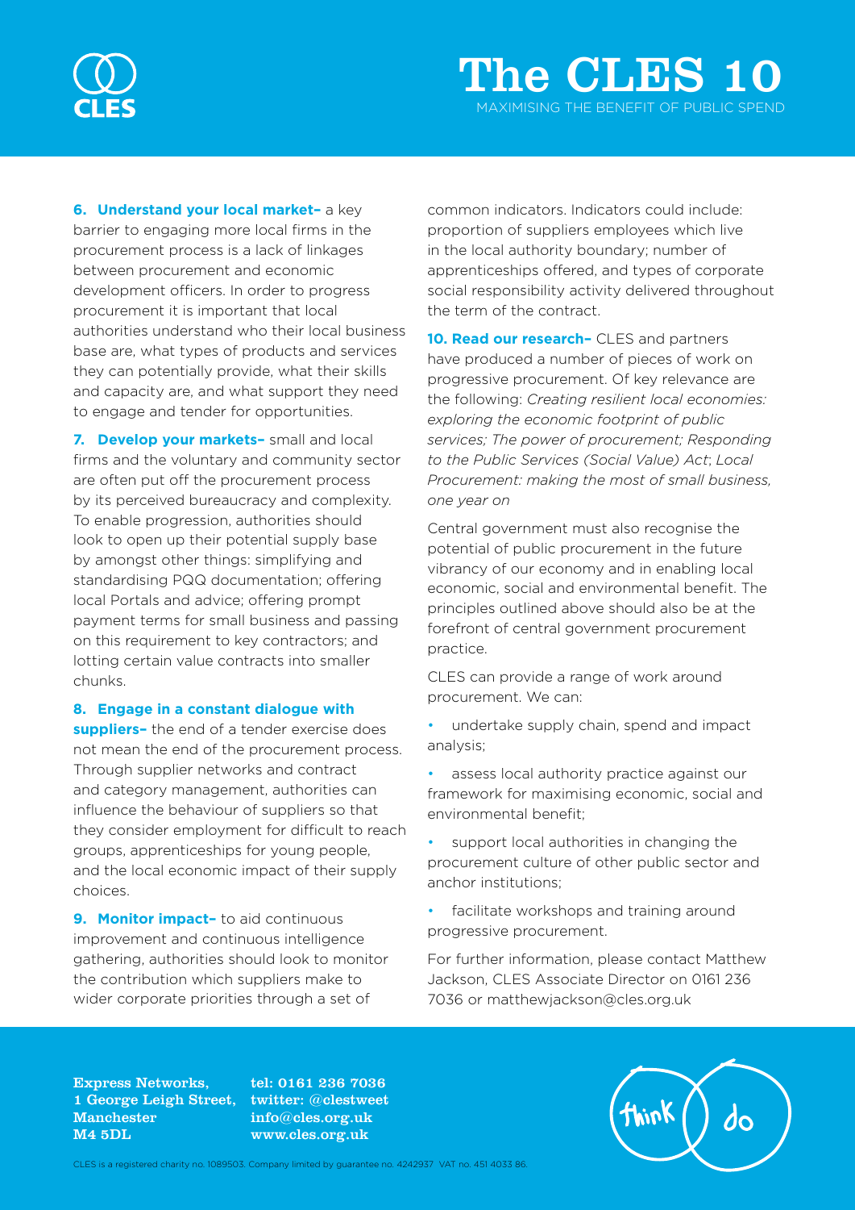# The CLES 10

MAXIMISING THE BENEFIT OF PUBLIC SPEND

**6. Understand your local market–** a key barrier to engaging more local firms in the procurement process is a lack of linkages between procurement and economic development officers. In order to progress procurement it is important that local authorities understand who their local business base are, what types of products and services they can potentially provide, what their skills and capacity are, and what support they need to engage and tender for opportunities.

**7. Develop your markets–** small and local firms and the voluntary and community sector are often put off the procurement process by its perceived bureaucracy and complexity. To enable progression, authorities should look to open up their potential supply base by amongst other things: simplifying and standardising PQQ documentation; offering local Portals and advice; offering prompt payment terms for small business and passing on this requirement to key contractors; and lotting certain value contracts into smaller chunks.

**8. Engage in a constant dialogue with suppliers–** the end of a tender exercise does not mean the end of the procurement process. Through supplier networks and contract and category management, authorities can influence the behaviour of suppliers so that they consider employment for difficult to reach groups, apprenticeships for young people, and the local economic impact of their supply choices.

**9. Monitor impact–** to aid continuous improvement and continuous intelligence gathering, authorities should look to monitor the contribution which suppliers make to wider corporate priorities through a set of common indicators. Indicators could include: proportion of suppliers employees which live in the local authority boundary; number of apprenticeships offered, and types of corporate social responsibility activity delivered throughout the term of the contract.

**10. Read our research–** CLES and partners have produced a number of pieces of work on progressive procurement. Of key relevance are the following: *Creating resilient local economies: exploring the economic footprint of public services; The power of procurement; Responding to the Public Services (Social Value) Act*; *Local Procurement: making the most of small business, one year on*

Central government must also recognise the potential of public procurement in the future vibrancy of our economy and in enabling local economic, social and environmental benefit. The principles outlined above should also be at the forefront of central government procurement practice.

CLES can provide a range of work around procurement. We can:

- undertake supply chain, spend and impact analysis;
- assess local authority practice against our framework for maximising economic, social and environmental benefit;
- support local authorities in changing the procurement culture of other public sector and anchor institutions;
- facilitate workshops and training around progressive procurement.

For further information, please contact Matthew Jackson, CLES Associate Director on 0161 236 7036 or matthewjackson@cles.org.uk

Express Networks,
1 George Leigh Street,
Manchester
M4 5DL

tel: 0161 236 7036
twitter: @clestweet
info@cles.org.uk
www.cles.org.uk

CLES is a registered charity no. 1089503. Company limited by guarantee no. 4242937 VAT no. 451 4033 86.